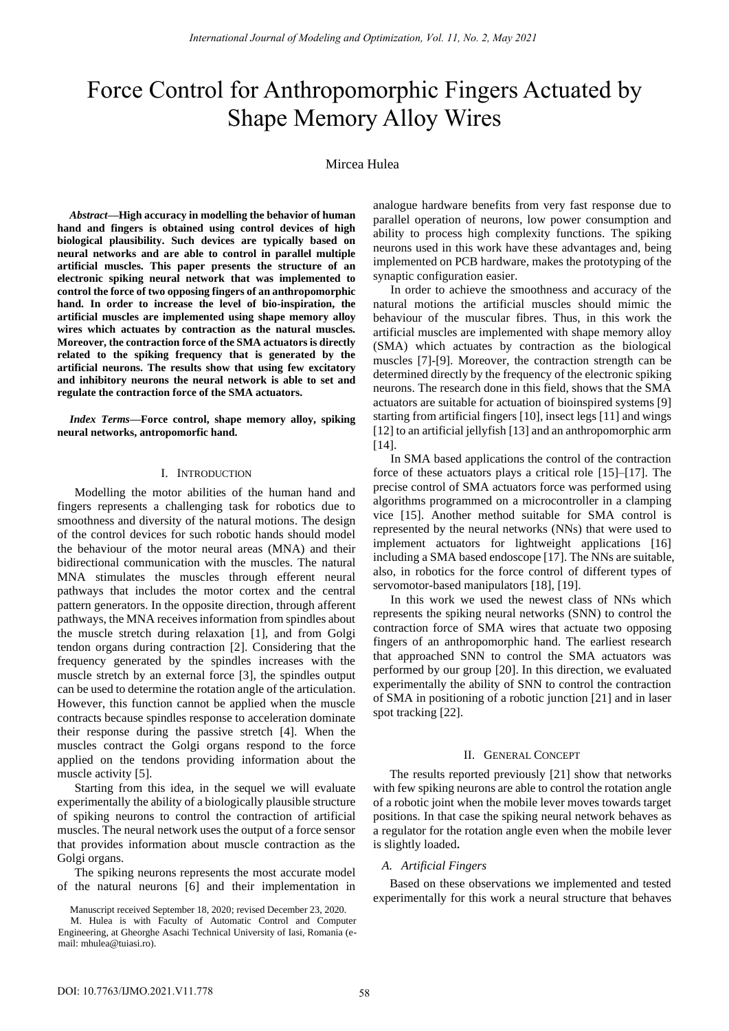# Force Control for Anthropomorphic Fingers Actuated by Shape Memory Alloy Wires

Mircea Hulea

***Abstract*—High accuracy in modelling the behavior of human hand and fingers is obtained using control devices of high biological plausibility. Such devices are typically based on neural networks and are able to control in parallel multiple artificial muscles. This paper presents the structure of an electronic spiking neural network that was implemented to control the force of two opposing fingers of an anthropomorphic hand. In order to increase the level of bio-inspiration, the artificial muscles are implemented using shape memory alloy wires which actuates by contraction as the natural muscles. Moreover, the contraction force of the SMA actuators is directly related to the spiking frequency that is generated by the artificial neurons. The results show that using few excitatory and inhibitory neurons the neural network is able to set and regulate the contraction force of the SMA actuators.**

***Index Terms*—Force control, shape memory alloy, spiking neural networks, antropomorfic hand.**

## I. Introduction

Modelling the motor abilities of the human hand and fingers represents a challenging task for robotics due to smoothness and diversity of the natural motions. The design of the control devices for such robotic hands should model the behaviour of the motor neural areas (MNA) and their bidirectional communication with the muscles. The natural MNA stimulates the muscles through efferent neural pathways that includes the motor cortex and the central pattern generators. In the opposite direction, through afferent pathways, the MNA receives information from spindles about the muscle stretch during relaxation [1], and from Golgi tendon organs during contraction [2]. Considering that the frequency generated by the spindles increases with the muscle stretch by an external force [3], the spindles output can be used to determine the rotation angle of the articulation. However, this function cannot be applied when the muscle contracts because spindles response to acceleration dominate their response during the passive stretch [4]. When the muscles contract the Golgi organs respond to the force applied on the tendons providing information about the muscle activity [5].

Starting from this idea, in the sequel we will evaluate experimentally the ability of a biologically plausible structure of spiking neurons to control the contraction of artificial muscles. The neural network uses the output of a force sensor that provides information about muscle contraction as the Golgi organs.

The spiking neurons represents the most accurate model of the natural neurons [6] and their implementation in analogue hardware benefits from very fast response due to parallel operation of neurons, low power consumption and ability to process high complexity functions. The spiking neurons used in this work have these advantages and, being implemented on PCB hardware, makes the prototyping of the synaptic configuration easier.

In order to achieve the smoothness and accuracy of the natural motions the artificial muscles should mimic the behaviour of the muscular fibres. Thus, in this work the artificial muscles are implemented with shape memory alloy (SMA) which actuates by contraction as the biological muscles [7]-[9]. Moreover, the contraction strength can be determined directly by the frequency of the electronic spiking neurons. The research done in this field, shows that the SMA actuators are suitable for actuation of bioinspired systems [9] starting from artificial fingers [10], insect legs [11] and wings [12] to an artificial jellyfish [13] and an anthropomorphic arm [14].

In SMA based applications the control of the contraction force of these actuators plays a critical role [15]–[17]. The precise control of SMA actuators force was performed using algorithms programmed on a microcontroller in a clamping vice [15]. Another method suitable for SMA control is represented by the neural networks (NNs) that were used to implement actuators for lightweight applications [16] including a SMA based endoscope [17]. The NNs are suitable, also, in robotics for the force control of different types of servomotor-based manipulators [18], [19].

In this work we used the newest class of NNs which represents the spiking neural networks (SNN) to control the contraction force of SMA wires that actuate two opposing fingers of an anthropomorphic hand. The earliest research that approached SNN to control the SMA actuators was performed by our group [20]. In this direction, we evaluated experimentally the ability of SNN to control the contraction of SMA in positioning of a robotic junction [21] and in laser spot tracking [22].

## II. General Concept

The results reported previously [21] show that networks with few spiking neurons are able to control the rotation angle of a robotic joint when the mobile lever moves towards target positions. In that case the spiking neural network behaves as a regulator for the rotation angle even when the mobile lever is slightly loaded.

### A. Artificial Fingers

Based on these observations we implemented and tested experimentally for this work a neural structure that behaves

Manuscript received September 18, 2020; revised December 23, 2020.

M. Hulea is with Faculty of Automatic Control and Computer Engineering, at Gheorghe Asachi Technical University of Iasi, Romania (e-mail: mhulea@tuiasi.ro).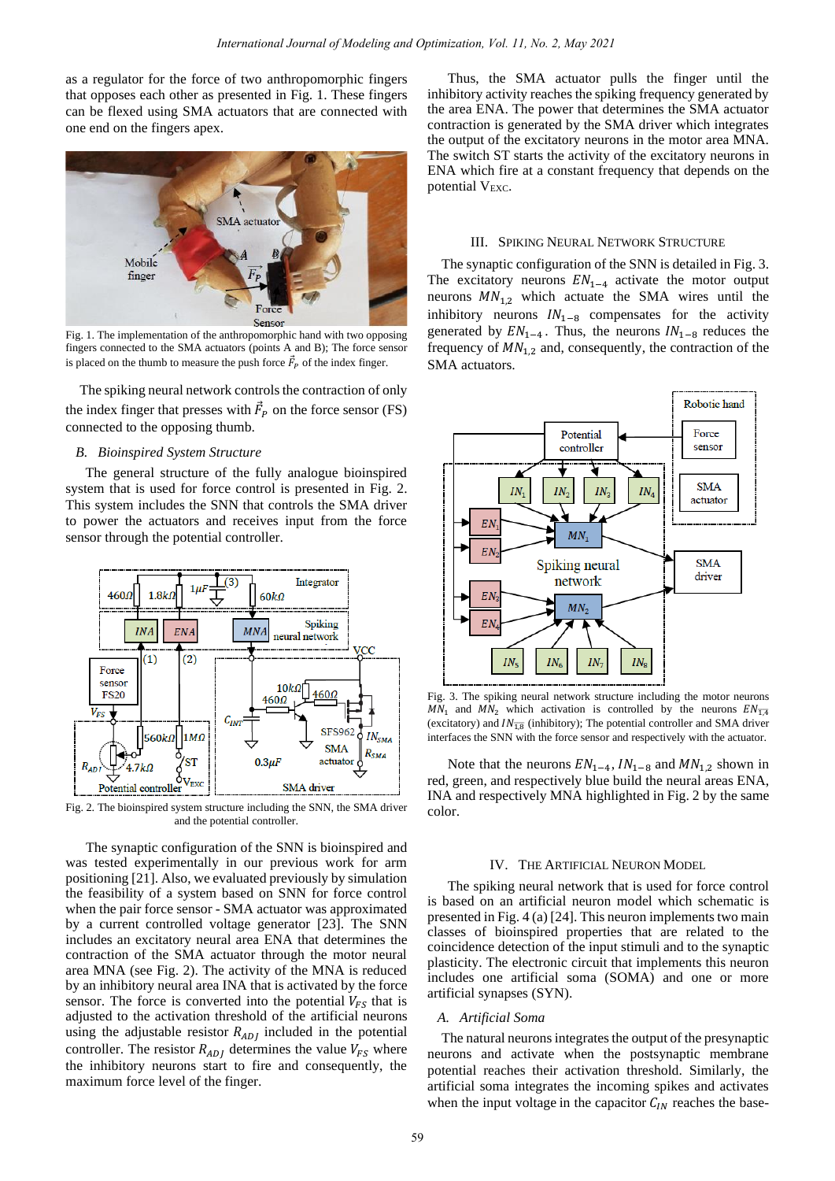as a regulator for the force of two anthropomorphic fingers that opposes each other as presented in Fig. 1. These fingers can be flexed using SMA actuators that are connected with one end on the fingers apex.

Fig. 1. The implementation of the anthropomorphic hand with two opposing fingers connected to the SMA actuators (points A and B); The force sensor is placed on the thumb to measure the push force $\vec{F}_P$ of the index finger.

The spiking neural network controls the contraction of only the index finger that presses with $\vec{F}_P$ on the force sensor (FS) connected to the opposing thumb.

### *B. Bioinspired System Structure*

The general structure of the fully analogue bioinspired system that is used for force control is presented in Fig. 2. This system includes the SNN that controls the SMA driver to power the actuators and receives input from the force sensor through the potential controller.

Fig. 2. The bioinspired system structure including the SNN, the SMA driver and the potential controller.

The synaptic configuration of the SNN is bioinspired and was tested experimentally in our previous work for arm positioning [21]. Also, we evaluated previously by simulation the feasibility of a system based on SNN for force control when the pair force sensor - SMA actuator was approximated by a current controlled voltage generator [23]. The SNN includes an excitatory neural area ENA that determines the contraction of the SMA actuator through the motor neural area MNA (see Fig. 2). The activity of the MNA is reduced by an inhibitory neural area INA that is activated by the force sensor. The force is converted into the potential $V_{FS}$ that is adjusted to the activation threshold of the artificial neurons using the adjustable resistor $R_{ADJ}$ included in the potential controller. The resistor $R_{ADJ}$ determines the value $V_{FS}$ where the inhibitory neurons start to fire and consequently, the maximum force level of the finger.

Thus, the SMA actuator pulls the finger until the inhibitory activity reaches the spiking frequency generated by the area ENA. The power that determines the SMA actuator contraction is generated by the SMA driver which integrates the output of the excitatory neurons in the motor area MNA. The switch ST starts the activity of the excitatory neurons in ENA which fire at a constant frequency that depends on the potential $V_{EXC}$.

## III. Spiking Neural Network Structure

The synaptic configuration of the SNN is detailed in Fig. 3. The excitatory neurons $EN_{1-4}$ activate the motor output neurons $MN_{1,2}$ which actuate the SMA wires until the inhibitory neurons $IN_{1-8}$ compensates for the activity generated by $EN_{1-4}$. Thus, the neurons $IN_{1-8}$ reduces the frequency of $MN_{1,2}$ and, consequently, the contraction of the SMA actuators.

Fig. 3. The spiking neural network structure including the motor neurons $MN_1$ and $MN_2$ which activation is controlled by the neurons $EN_{\overline{1,4}}$ (excitatory) and $IN_{\overline{1,8}}$ (inhibitory); The potential controller and SMA driver interfaces the SNN with the force sensor and respectively with the actuator.

Note that the neurons $EN_{1-4}$, $IN_{1-8}$ and $MN_{1,2}$ shown in red, green, and respectively blue build the neural areas ENA, INA and respectively MNA highlighted in Fig. 2 by the same color.

## IV. The Artificial Neuron Model

The spiking neural network that is used for force control is based on an artificial neuron model which schematic is presented in Fig. 4 (a) [24]. This neuron implements two main classes of bioinspired properties that are related to the coincidence detection of the input stimuli and to the synaptic plasticity. The electronic circuit that implements this neuron includes one artificial soma (SOMA) and one or more artificial synapses (SYN).

### *A. Artificial Soma*

The natural neurons integrates the output of the presynaptic neurons and activate when the postsynaptic membrane potential reaches their activation threshold. Similarly, the artificial soma integrates the incoming spikes and activates when the input voltage in the capacitor $C_{IN}$ reaches the base-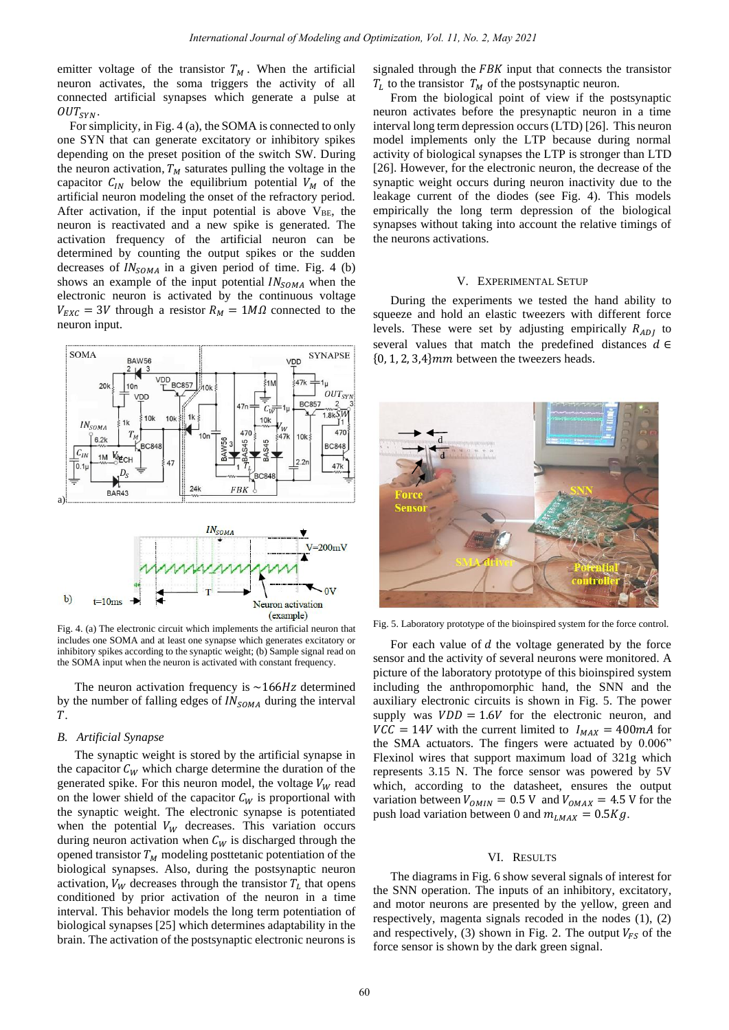emitter voltage of the transistor $T_M$. When the artificial neuron activates, the soma triggers the activity of all connected artificial synapses which generate a pulse at $OUT_{SYN}$.

For simplicity, in Fig. 4 (a), the SOMA is connected to only one SYN that can generate excitatory or inhibitory spikes depending on the preset position of the switch SW. During the neuron activation, $T_M$ saturates pulling the voltage in the capacitor $C_{IN}$ below the equilibrium potential $V_M$ of the artificial neuron modeling the onset of the refractory period. After activation, if the input potential is above $V_{BE}$, the neuron is reactivated and a new spike is generated. The activation frequency of the artificial neuron can be determined by counting the output spikes or the sudden decreases of $IN_{SOMA}$ in a given period of time. Fig. 4 (b) shows an example of the input potential $IN_{SOMA}$ when the electronic neuron is activated by the continuous voltage $V_{EXC} = 3V$ through a resistor $R_M = 1M\Omega$ connected to the neuron input.

Fig. 4. (a) The electronic circuit which implements the artificial neuron that includes one SOMA and at least one synapse which generates excitatory or inhibitory spikes according to the synaptic weight; (b) Sample signal read on the SOMA input when the neuron is activated with constant frequency.

The neuron activation frequency is $\sim 166Hz$ determined by the number of falling edges of $IN_{SOMA}$ during the interval $T$.

### B. Artificial Synapse

The synaptic weight is stored by the artificial synapse in the capacitor $C_W$ which charge determine the duration of the generated spike. For this neuron model, the voltage $V_W$ read on the lower shield of the capacitor $C_W$ is proportional with the synaptic weight. The electronic synapse is potentiated when the potential $V_W$ decreases. This variation occurs during neuron activation when $C_W$ is discharged through the opened transistor $T_M$ modeling posttetanic potentiation of the biological synapses. Also, during the postsynaptic neuron activation, $V_W$ decreases through the transistor $T_L$ that opens conditioned by prior activation of the neuron in a time interval. This behavior models the long term potentiation of biological synapses [25] which determines adaptability in the brain. The activation of the postsynaptic electronic neurons is signaled through the $FBK$ input that connects the transistor $T_L$ to the transistor $T_M$ of the postsynaptic neuron.

From the biological point of view if the postsynaptic neuron activates before the presynaptic neuron in a time interval long term depression occurs (LTD) [26]. This neuron model implements only the LTP because during normal activity of biological synapses the LTP is stronger than LTD [26]. However, for the electronic neuron, the decrease of the synaptic weight occurs during neuron inactivity due to the leakage current of the diodes (see Fig. 4). This models empirically the long term depression of the biological synapses without taking into account the relative timings of the neurons activations.

## V. Experimental Setup

During the experiments we tested the hand ability to squeeze and hold an elastic tweezers with different force levels. These were set by adjusting empirically $R_{ADJ}$ to several values that match the predefined distances $d \in \{0, 1, 2, 3, 4\}mm$ between the tweezers heads.

Fig. 5. Laboratory prototype of the bioinspired system for the force control.

For each value of $d$ the voltage generated by the force sensor and the activity of several neurons were monitored. A picture of the laboratory prototype of this bioinspired system including the anthropomorphic hand, the SNN and the auxiliary electronic circuits is shown in Fig. 5. The power supply was $VDD = 1.6V$ for the electronic neuron, and $VCC = 14V$ with the current limited to $I_{MAX} = 400mA$ for the SMA actuators. The fingers were actuated by 0.006" Flexinol wires that support maximum load of 321g which represents 3.15 N. The force sensor was powered by 5V which, according to the datasheet, ensures the output variation between $V_{OMIN} = 0.5$ V and $V_{OMAX} = 4.5$ V for the push load variation between 0 and $m_{LMAX} = 0.5Kg$.

## VI. Results

The diagrams in Fig. 6 show several signals of interest for the SNN operation. The inputs of an inhibitory, excitatory, and motor neurons are presented by the yellow, green and respectively, magenta signals recoded in the nodes (1), (2) and respectively, (3) shown in Fig. 2. The output $V_{FS}$ of the force sensor is shown by the dark green signal.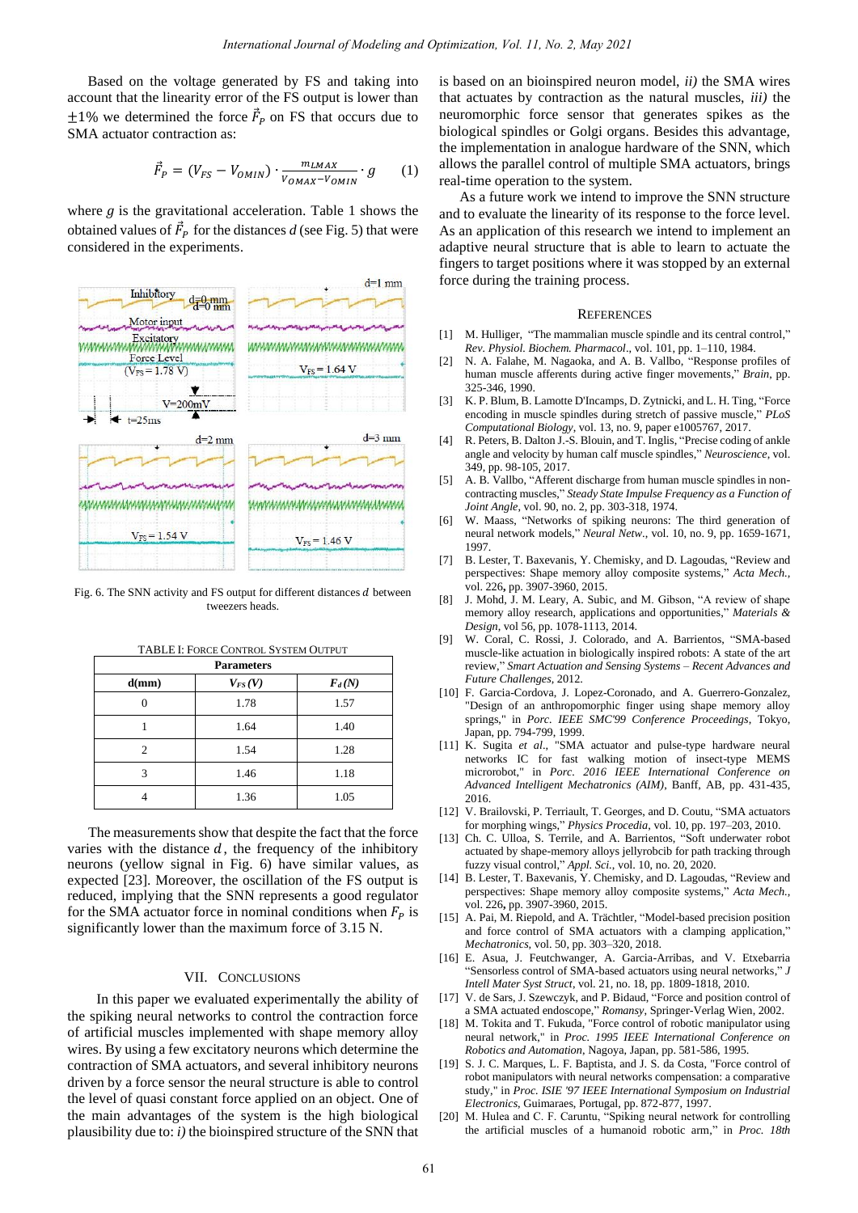Based on the voltage generated by FS and taking into account that the linearity error of the FS output is lower than ±1% we determined the force $\vec{F}_P$ on FS that occurs due to SMA actuator contraction as:

$$\vec{F}_P = (V_{FS} - V_{OMIN}) \cdot \frac{m_{LMAX}}{V_{OMAX} - V_{OMIN}} \cdot g \qquad (1)$$

where $g$ is the gravitational acceleration. Table 1 shows the obtained values of $\vec{F}_P$ for the distances $d$ (see Fig. 5) that were considered in the experiments.

Fig. 6. The SNN activity and FS output for different distances $d$ between tweezers heads.

TABLE I: FORCE CONTROL SYSTEM OUTPUT

| Parameters | | |
|---|---|---|
| d(mm) | $V_{FS}$ (V) | $F_d$ (N) |
| 0 | 1.78 | 1.57 |
| 1 | 1.64 | 1.40 |
| 2 | 1.54 | 1.28 |
| 3 | 1.46 | 1.18 |
| 4 | 1.36 | 1.05 |

The measurements show that despite the fact that the force varies with the distance $d$, the frequency of the inhibitory neurons (yellow signal in Fig. 6) have similar values, as expected [23]. Moreover, the oscillation of the FS output is reduced, implying that the SNN represents a good regulator for the SMA actuator force in nominal conditions when $F_P$ is significantly lower than the maximum force of 3.15 N.

## VII. CONCLUSIONS

In this paper we evaluated experimentally the ability of the spiking neural networks to control the contraction force of artificial muscles implemented with shape memory alloy wires. By using a few excitatory neurons which determine the contraction of SMA actuators, and several inhibitory neurons driven by a force sensor the neural structure is able to control the level of quasi constant force applied on an object. One of the main advantages of the system is the high biological plausibility due to: *i)* the bioinspired structure of the SNN that is based on an bioinspired neuron model, *ii)* the SMA wires that actuates by contraction as the natural muscles, *iii)* the neuromorphic force sensor that generates spikes as the biological spindles or Golgi organs. Besides this advantage, the implementation in analogue hardware of the SNN, which allows the parallel control of multiple SMA actuators, brings real-time operation to the system.

As a future work we intend to improve the SNN structure and to evaluate the linearity of its response to the force level. As an application of this research we intend to implement an adaptive neural structure that is able to learn to actuate the fingers to target positions where it was stopped by an external force during the training process.

## REFERENCES

[1] M. Hulliger, "The mammalian muscle spindle and its central control," *Rev. Physiol. Biochem. Pharmacol*., vol. 101, pp. 1–110, 1984.

[2] N. A. Falahe, M. Nagaoka, and A. B. Vallbo, "Response profiles of human muscle afferents during active finger movements," *Brain*, pp. 325-346, 1990.

[3] K. P. Blum, B. Lamotte D'Incamps, D. Zytnicki, and L. H. Ting, "Force encoding in muscle spindles during stretch of passive muscle," *PLoS Computational Biology*, vol. 13, no. 9, paper e1005767, 2017.

[4] R. Peters, B. Dalton J.-S. Blouin, and T. Inglis, "Precise coding of ankle angle and velocity by human calf muscle spindles," *Neuroscience*, vol. 349, pp. 98-105, 2017.

[5] A. B. Vallbo, "Afferent discharge from human muscle spindles in non-contracting muscles," *Steady State Impulse Frequency as a Function of Joint Angle*, vol. 90, no. 2, pp. 303-318, 1974.

[6] W. Maass, "Networks of spiking neurons: The third generation of neural network models," *Neural Netw.*, vol. 10, no. 9, pp. 1659-1671, 1997.

[7] B. Lester, T. Baxevanis, Y. Chemisky, and D. Lagoudas, "Review and perspectives: Shape memory alloy composite systems," *Acta Mech.*, vol. 226, pp. 3907-3960, 2015.

[8] J. Mohd, J. M. Leary, A. Subic, and M. Gibson, "A review of shape memory alloy research, applications and opportunities," *Materials & Design*, vol 56, pp. 1078-1113, 2014.

[9] W. Coral, C. Rossi, J. Colorado, and A. Barrientos, "SMA-based muscle-like actuation in biologically inspired robots: A state of the art review," *Smart Actuation and Sensing Systems – Recent Advances and Future Challenges*, 2012.

[10] F. Garcia-Cordova, J. Lopez-Coronado, and A. Guerrero-Gonzalez, "Design of an anthropomorphic finger using shape memory alloy springs," in *Porc. IEEE SMC'99 Conference Proceedings*, Tokyo, Japan, pp. 794-799, 1999.

[11] K. Sugita *et al*., "SMA actuator and pulse-type hardware neural networks IC for fast walking motion of insect-type MEMS microrobot," in *Proc. 2016 IEEE International Conference on Advanced Intelligent Mechatronics (AIM)*, Banff, AB, pp. 431-435, 2016.

[12] V. Brailovski, P. Terriault, T. Georges, and D. Coutu, "SMA actuators for morphing wings," *Physics Procedia*, vol. 10, pp. 197–203, 2010.

[13] Ch. C. Ulloa, S. Terrile, and A. Barrientos, "Soft underwater robot actuated by shape-memory alloys jellyrobcib for path tracking through fuzzy visual control," *Appl. Sci.*, vol. 10, no. 20, 2020.

[14] B. Lester, T. Baxevanis, Y. Chemisky, and D. Lagoudas, "Review and perspectives: Shape memory alloy composite systems," *Acta Mech.*, vol. 226, pp. 3907-3960, 2015.

[15] A. Pai, M. Riepold, and A. Trächtler, "Model-based precision position and force control of SMA actuators with a clamping application," *Mechatronics*, vol. 50, pp. 303–320, 2018.

[16] E. Asua, J. Feutchwanger, A. Garcia-Arribas, and V. Etxebarria "Sensorless control of SMA-based actuators using neural networks," *J Intell Mater Syst Struct*, vol. 21, no. 18, pp. 1809-1818, 2010.

[17] V. de Sars, J. Szewczyk, and P. Bidaud, "Force and position control of a SMA actuated endoscope," *Romansy*, Springer-Verlag Wien, 2002.

[18] M. Tokita and T. Fukuda, "Force control of robotic manipulator using neural network," in *Proc. 1995 IEEE International Conference on Robotics and Automation*, Nagoya, Japan, pp. 581-586, 1995.

[19] S. J. C. Marques, L. F. Baptista, and J. S. da Costa, "Force control of robot manipulators with neural networks compensation: a comparative study," in *Proc. ISIE '97 IEEE International Symposium on Industrial Electronics*, Guimaraes, Portugal, pp. 872-877, 1997.

[20] M. Hulea and C. F. Caruntu, "Spiking neural network for controlling the artificial muscles of a humanoid robotic arm," in *Proc. 18th*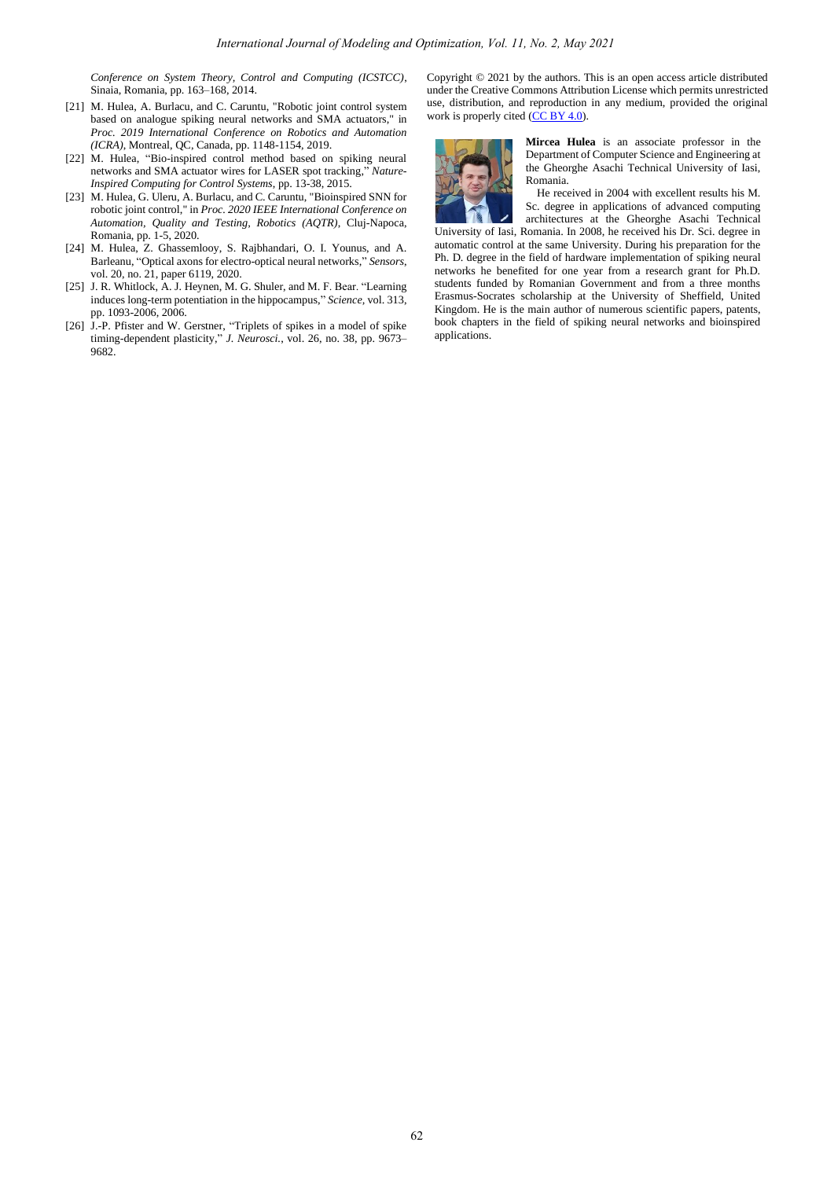Conference on System Theory, Control and Computing (ICSTCC)*, Sinaia, Romania, pp. 163–168, 2014.

[21] M. Hulea, A. Burlacu, and C. Caruntu, "Robotic joint control system based on analogue spiking neural networks and SMA actuators," in *Proc. 2019 International Conference on Robotics and Automation (ICRA)*, Montreal, QC, Canada, pp. 1148-1154, 2019.

[22] M. Hulea, "Bio-inspired control method based on spiking neural networks and SMA actuator wires for LASER spot tracking," *Nature-Inspired Computing for Control Systems*, pp. 13-38, 2015.

[23] M. Hulea, G. Uleru, A. Burlacu, and C. Caruntu, "Bioinspired SNN for robotic joint control," in *Proc. 2020 IEEE International Conference on Automation, Quality and Testing, Robotics (AQTR)*, Cluj-Napoca, Romania, pp. 1-5, 2020.

[24] M. Hulea, Z. Ghassemlooy, S. Rajbhandari, O. I. Younus, and A. Barleanu, "Optical axons for electro-optical neural networks," *Sensors*, vol. 20, no. 21, paper 6119, 2020.

[25] J. R. Whitlock, A. J. Heynen, M. G. Shuler, and M. F. Bear. "Learning induces long-term potentiation in the hippocampus," *Science*, vol. 313, pp. 1093-2006, 2006.

[26] J.-P. Pfister and W. Gerstner, "Triplets of spikes in a model of spike timing-dependent plasticity," *J. Neurosci.*, vol. 26, no. 38, pp. 9673–9682.

Copyright © 2021 by the authors. This is an open access article distributed under the Creative Commons Attribution License which permits unrestricted use, distribution, and reproduction in any medium, provided the original work is properly cited (CC BY 4.0).

**Mircea Hulea** is an associate professor in the Department of Computer Science and Engineering at the Gheorghe Asachi Technical University of Iasi, Romania.

He received in 2004 with excellent results his M. Sc. degree in applications of advanced computing architectures at the Gheorghe Asachi Technical University of Iasi, Romania. In 2008, he received his Dr. Sci. degree in automatic control at the same University. During his preparation for the Ph. D. degree in the field of hardware implementation of spiking neural networks he benefited for one year from a research grant for Ph.D. students funded by Romanian Government and from a three months Erasmus-Socrates scholarship at the University of Sheffield, United Kingdom. He is the main author of numerous scientific papers, patents, book chapters in the field of spiking neural networks and bioinspired applications.